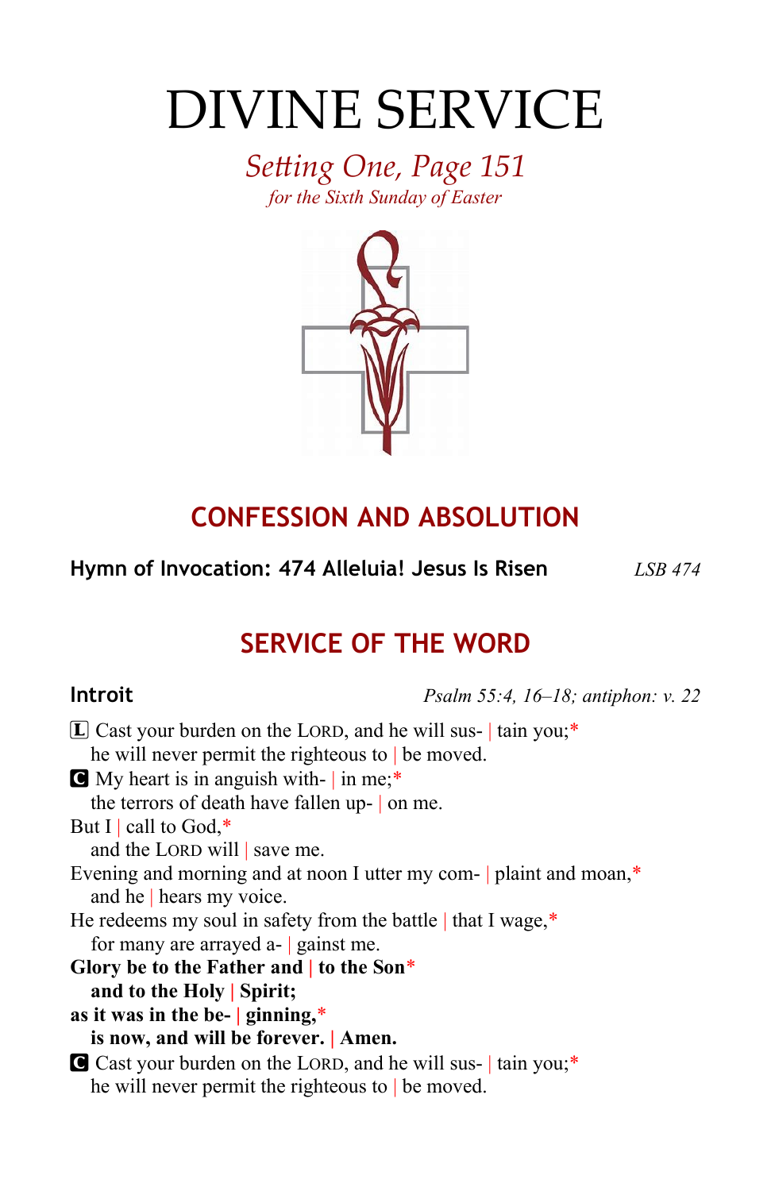# DIVINE SERVICE

*Setting One, Page 151*
*for the Sixth Sunday of Easter*

## CONFESSION AND ABSOLUTION

**Hymn of Invocation: 474 Alleluia! Jesus Is Risen** *LSB 474*

## SERVICE OF THE WORD

**Introit** *Psalm 55:4, 16–18; antiphon: v. 22*

L Cast your burden on the LORD, and he will sus- | tain you;*
he will never permit the righteous to | be moved.
C My heart is in anguish with- | in me;*
the terrors of death have fallen up- | on me.
But I | call to God,*
and the LORD will | save me.
Evening and morning and at noon I utter my com- | plaint and moan,*
and he | hears my voice.
He redeems my soul in safety from the battle | that I wage,*
for many are arrayed a- | gainst me.
**Glory be to the Father and | to the Son***
**and to the Holy | Spirit;**
**as it was in the be- | ginning,***
**is now, and will be forever. | Amen.**
C Cast your burden on the LORD, and he will sus- | tain you;*
he will never permit the righteous to | be moved.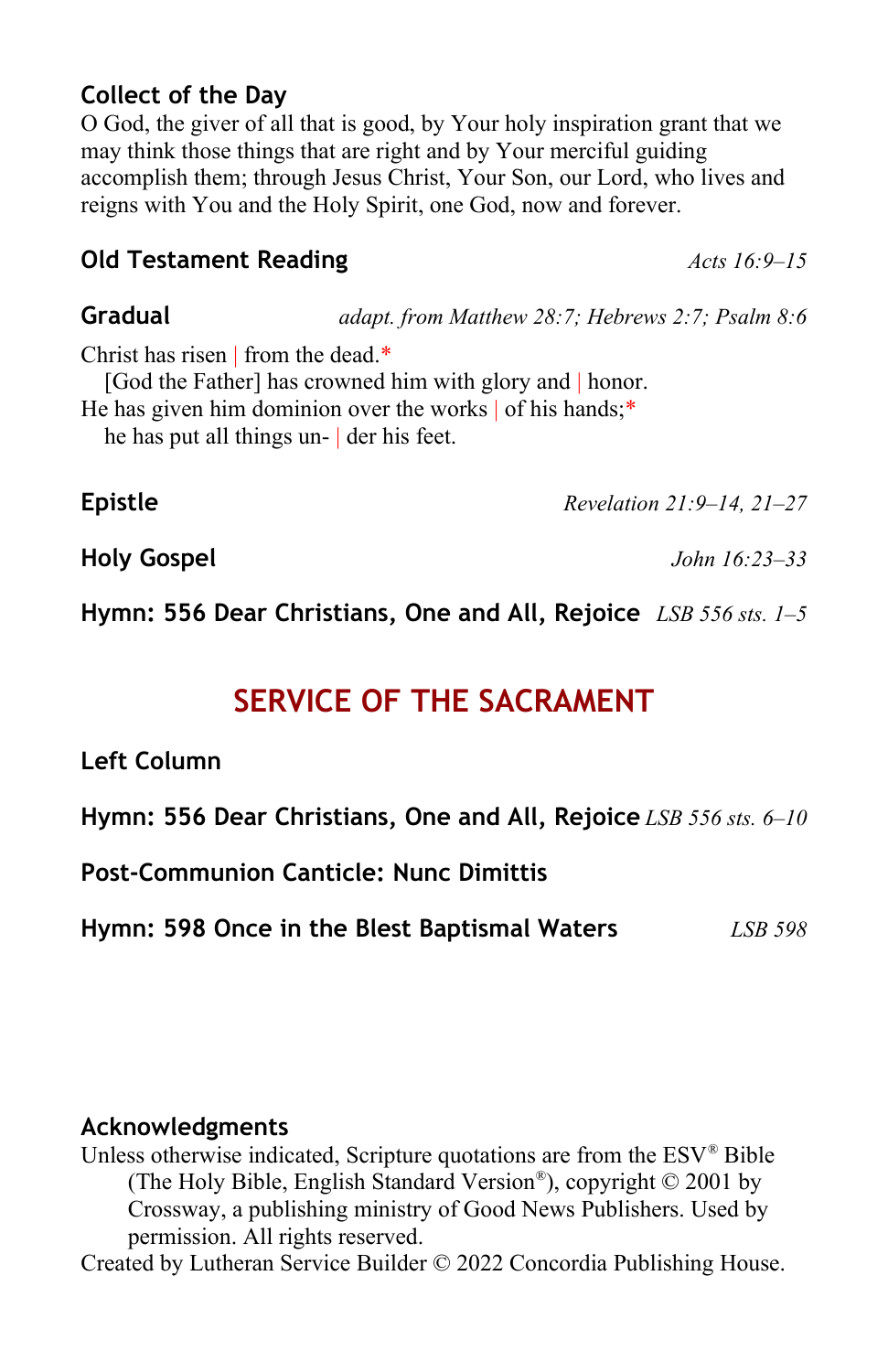## Collect of the Day

O God, the giver of all that is good, by Your holy inspiration grant that we may think those things that are right and by Your merciful guiding accomplish them; through Jesus Christ, Your Son, our Lord, who lives and reigns with You and the Holy Spirit, one God, now and forever.

## Old Testament Reading *Acts 16:9–15*

## Gradual *adapt. from Matthew 28:7; Hebrews 2:7; Psalm 8:6*

Christ has risen | from the dead.*
 [God the Father] has crowned him with glory and | honor.
He has given him dominion over the works | of his hands;*
 he has put all things un- | der his feet.

## Epistle *Revelation 21:9–14, 21–27*

## Holy Gospel *John 16:23–33*

## Hymn: 556 Dear Christians, One and All, Rejoice *LSB 556 sts. 1–5*

# SERVICE OF THE SACRAMENT

## Left Column

## Hymn: 556 Dear Christians, One and All, Rejoice *LSB 556 sts. 6–10*

## Post-Communion Canticle: Nunc Dimittis

## Hymn: 598 Once in the Blest Baptismal Waters *LSB 598*

## Acknowledgments

Unless otherwise indicated, Scripture quotations are from the ESV® Bible (The Holy Bible, English Standard Version®), copyright © 2001 by Crossway, a publishing ministry of Good News Publishers. Used by permission. All rights reserved.

Created by Lutheran Service Builder © 2022 Concordia Publishing House.